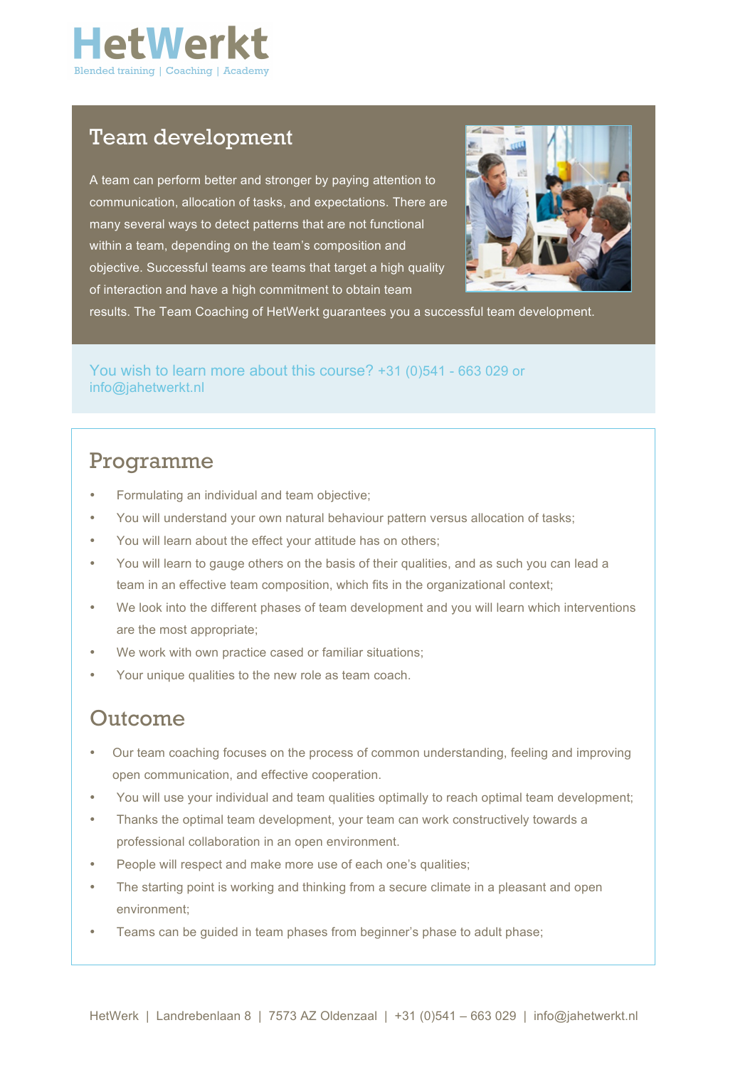# HetWerkt

Blended training | Coaching | Academy

## Team development

A team can perform better and stronger by paying attention to communication, allocation of tasks, and expectations. There are many several ways to detect patterns that are not functional within a team, depending on the team's composition and objective. Successful teams are teams that target a high quality of interaction and have a high commitment to obtain team results. The Team Coaching of HetWerkt guarantees you a successful team development.

You wish to learn more about this course? +31 (0)541 - 663 029 or info@jahetwerkt.nl

## Programme

- Formulating an individual and team objective;
- You will understand your own natural behaviour pattern versus allocation of tasks;
- You will learn about the effect your attitude has on others;
- You will learn to gauge others on the basis of their qualities, and as such you can lead a team in an effective team composition, which fits in the organizational context;
- We look into the different phases of team development and you will learn which interventions are the most appropriate;
- We work with own practice cased or familiar situations;
- Your unique qualities to the new role as team coach.

## Outcome

- Our team coaching focuses on the process of common understanding, feeling and improving open communication, and effective cooperation.
- You will use your individual and team qualities optimally to reach optimal team development;
- Thanks the optimal team development, your team can work constructively towards a professional collaboration in an open environment.
- People will respect and make more use of each one's qualities;
- The starting point is working and thinking from a secure climate in a pleasant and open environment;
- Teams can be guided in team phases from beginner's phase to adult phase;

HetWerk | Landrebenlaan 8 | 7573 AZ Oldenzaal | +31 (0)541 – 663 029 | info@jahetwerkt.nl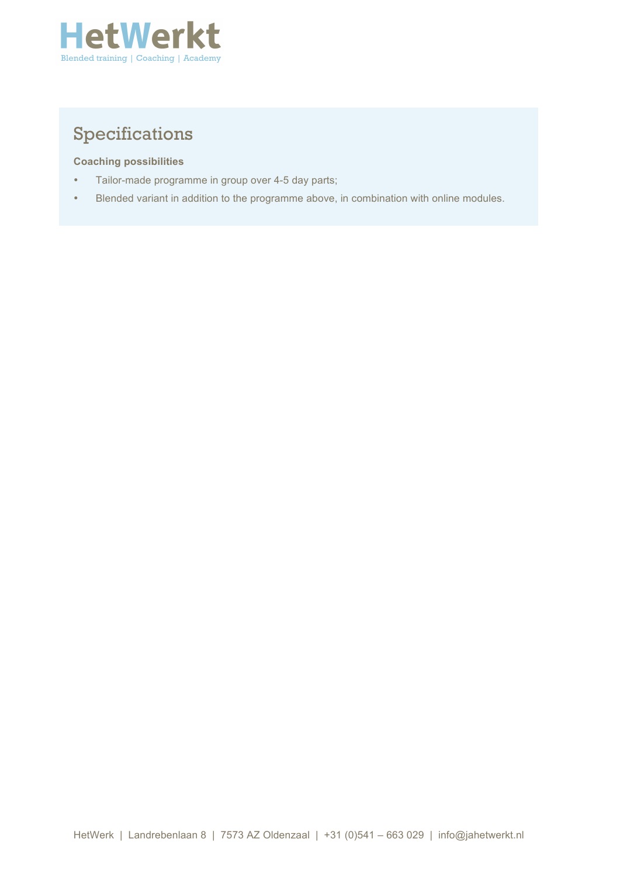## Specifications

**Coaching possibilities**

- Tailor-made programme in group over 4-5 day parts;
- Blended variant in addition to the programme above, in combination with online modules.